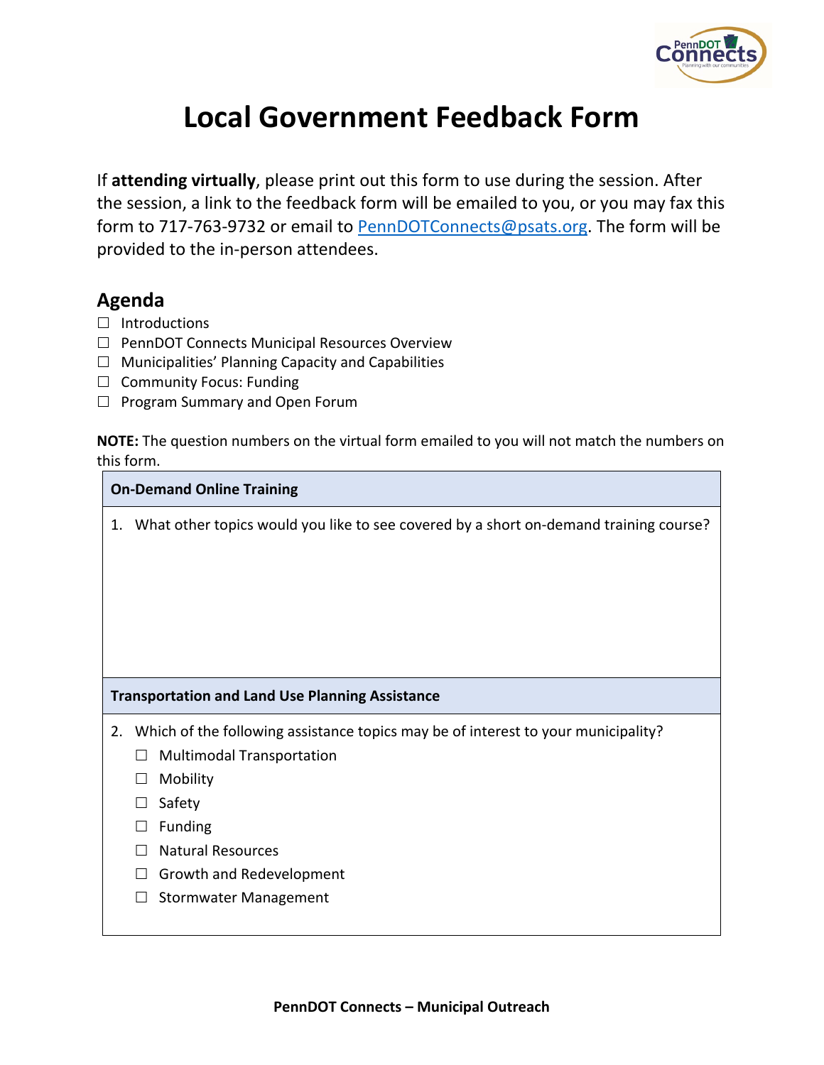# Local Government Feedback Form

If **attending virtually**, please print out this form to use during the session. After the session, a link to the feedback form will be emailed to you, or you may fax this form to 717-763-9732 or email to PennDOTConnects@psats.org. The form will be provided to the in-person attendees.

## Agenda

- ☐ Introductions
- ☐ PennDOT Connects Municipal Resources Overview
- ☐ Municipalities' Planning Capacity and Capabilities
- ☐ Community Focus: Funding
- ☐ Program Summary and Open Forum

**NOTE:** The question numbers on the virtual form emailed to you will not match the numbers on this form.

### On-Demand Online Training

1. What other topics would you like to see covered by a short on-demand training course?

### Transportation and Land Use Planning Assistance

2. Which of the following assistance topics may be of interest to your municipality?
   - ☐ Multimodal Transportation
   - ☐ Mobility
   - ☐ Safety
   - ☐ Funding
   - ☐ Natural Resources
   - ☐ Growth and Redevelopment
   - ☐ Stormwater Management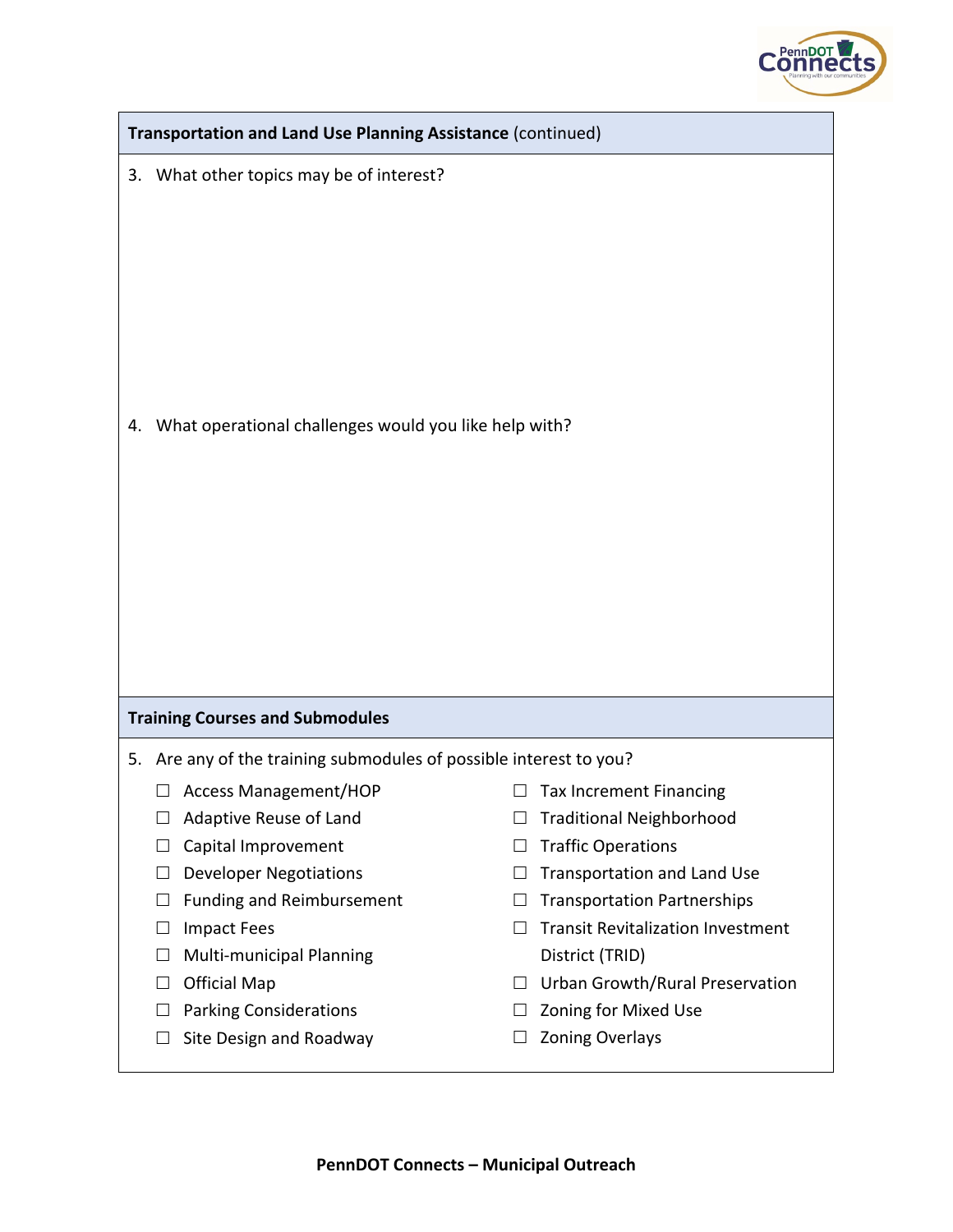## Transportation and Land Use Planning Assistance (continued)

3. What other topics may be of interest?

4. What operational challenges would you like help with?

## Training Courses and Submodules

5. Are any of the training submodules of possible interest to you?

- ☐ Access Management/HOP
- ☐ Adaptive Reuse of Land
- ☐ Capital Improvement
- ☐ Developer Negotiations
- ☐ Funding and Reimbursement
- ☐ Impact Fees
- ☐ Multi-municipal Planning
- ☐ Official Map
- ☐ Parking Considerations
- ☐ Site Design and Roadway
- ☐ Tax Increment Financing
- ☐ Traditional Neighborhood
- ☐ Traffic Operations
- ☐ Transportation and Land Use
- ☐ Transportation Partnerships
- ☐ Transit Revitalization Investment District (TRID)
- ☐ Urban Growth/Rural Preservation
- ☐ Zoning for Mixed Use
- ☐ Zoning Overlays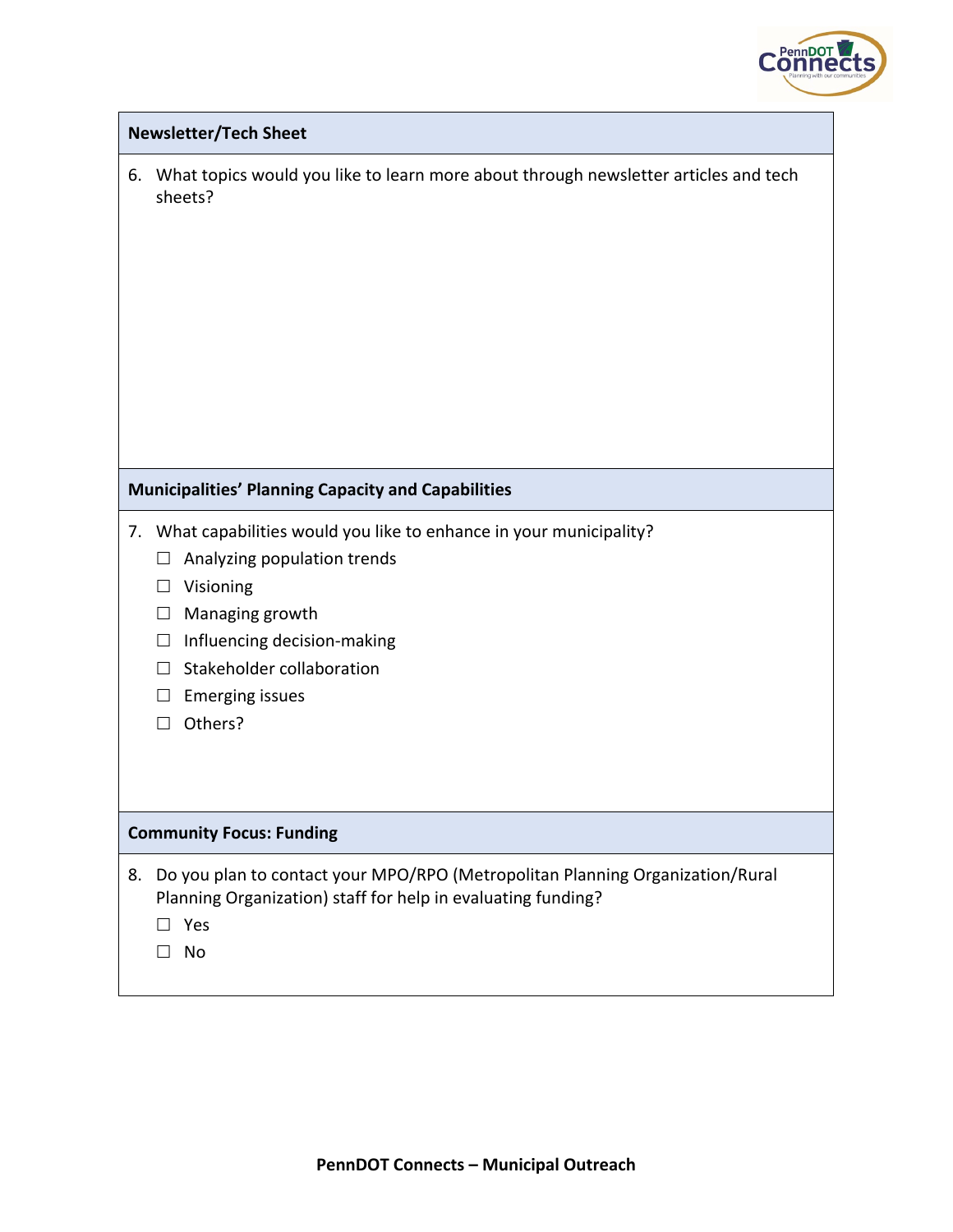## Newsletter/Tech Sheet

6. What topics would you like to learn more about through newsletter articles and tech sheets?

## Municipalities' Planning Capacity and Capabilities

7. What capabilities would you like to enhance in your municipality?
   - ☐ Analyzing population trends
   - ☐ Visioning
   - ☐ Managing growth
   - ☐ Influencing decision-making
   - ☐ Stakeholder collaboration
   - ☐ Emerging issues
   - ☐ Others?

## Community Focus: Funding

8. Do you plan to contact your MPO/RPO (Metropolitan Planning Organization/Rural Planning Organization) staff for help in evaluating funding?
   - ☐ Yes
   - ☐ No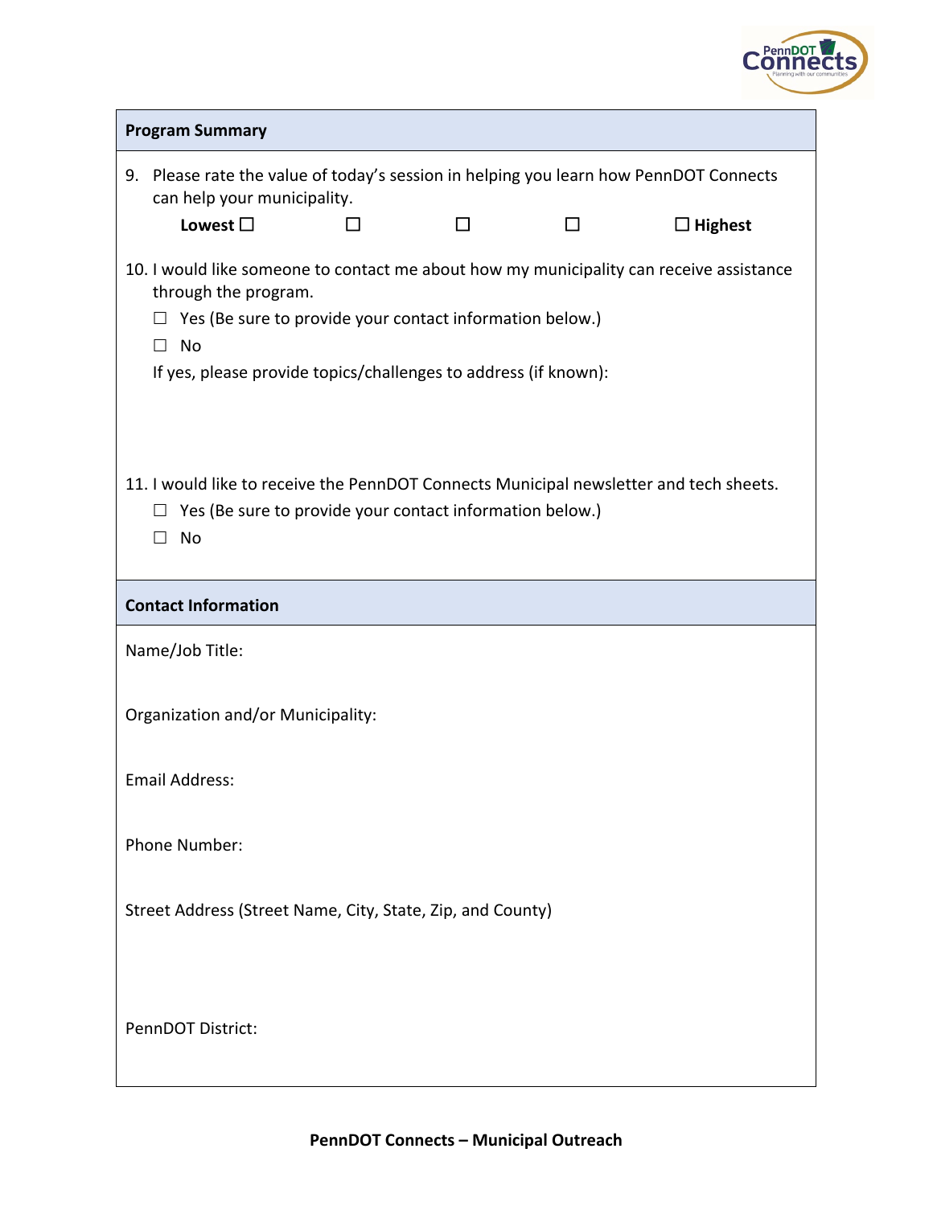## Program Summary

9. Please rate the value of today's session in helping you learn how PennDOT Connects can help your municipality.

   **Lowest** ☐ ☐ ☐ ☐ ☐ **Highest**

10. I would like someone to contact me about how my municipality can receive assistance through the program.

    ☐ Yes (Be sure to provide your contact information below.)

    ☐ No

    If yes, please provide topics/challenges to address (if known):

11. I would like to receive the PennDOT Connects Municipal newsletter and tech sheets.

    ☐ Yes (Be sure to provide your contact information below.)

    ☐ No

## Contact Information

Name/Job Title:

Organization and/or Municipality:

Email Address:

Phone Number:

Street Address (Street Name, City, State, Zip, and County)

PennDOT District:

**PennDOT Connects – Municipal Outreach**